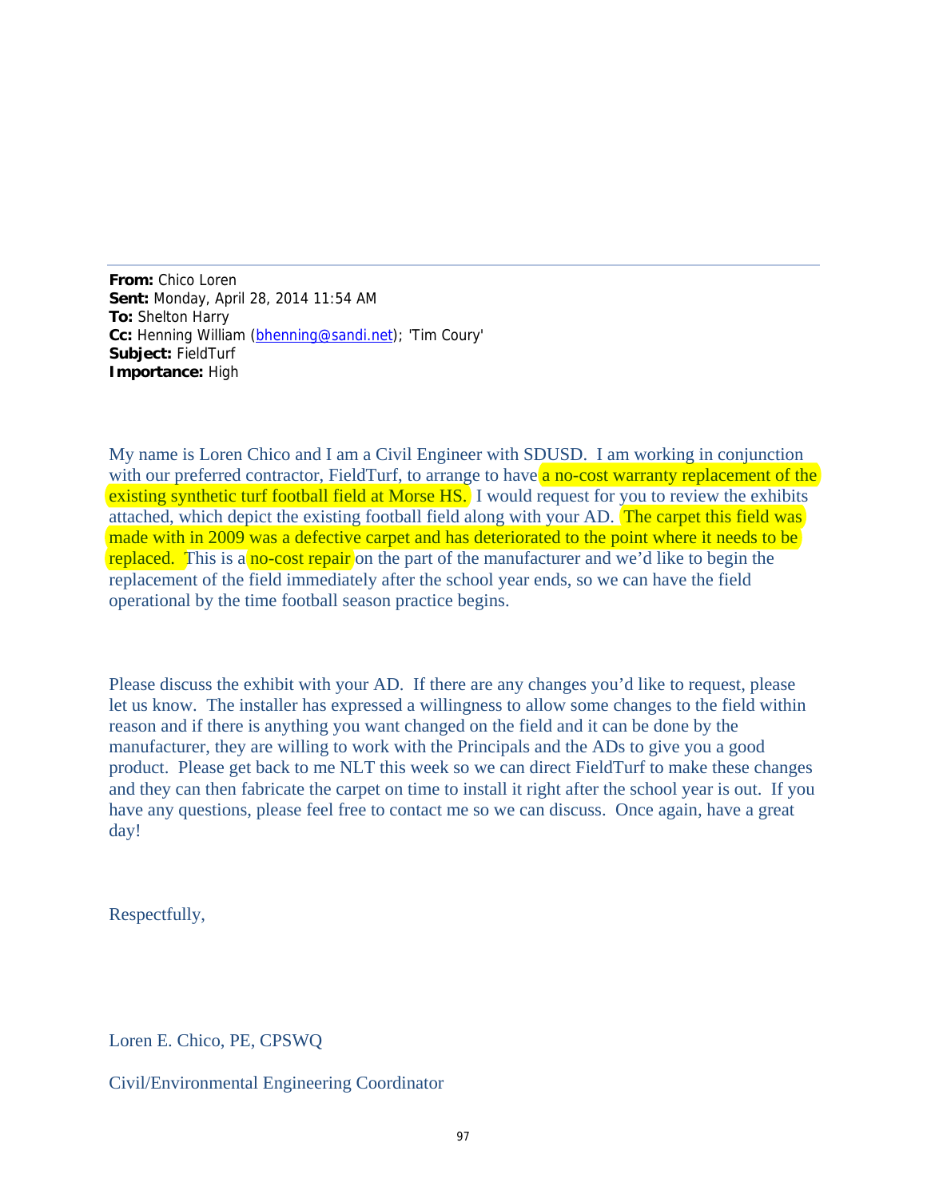**From:** Chico Loren
**Sent:** Monday, April 28, 2014 11:54 AM
**To:** Shelton Harry
**Cc:** Henning William (bhenning@sandi.net); 'Tim Coury'
**Subject:** FieldTurf
**Importance:** High

My name is Loren Chico and I am a Civil Engineer with SDUSD. I am working in conjunction with our preferred contractor, FieldTurf, to arrange to have a no-cost warranty replacement of the existing synthetic turf football field at Morse HS. I would request for you to review the exhibits attached, which depict the existing football field along with your AD. The carpet this field was made with in 2009 was a defective carpet and has deteriorated to the point where it needs to be replaced. This is a no-cost repair on the part of the manufacturer and we'd like to begin the replacement of the field immediately after the school year ends, so we can have the field operational by the time football season practice begins.

Please discuss the exhibit with your AD. If there are any changes you'd like to request, please let us know. The installer has expressed a willingness to allow some changes to the field within reason and if there is anything you want changed on the field and it can be done by the manufacturer, they are willing to work with the Principals and the ADs to give you a good product. Please get back to me NLT this week so we can direct FieldTurf to make these changes and they can then fabricate the carpet on time to install it right after the school year is out. If you have any questions, please feel free to contact me so we can discuss. Once again, have a great day!

Respectfully,

Loren E. Chico, PE, CPSWQ

Civil/Environmental Engineering Coordinator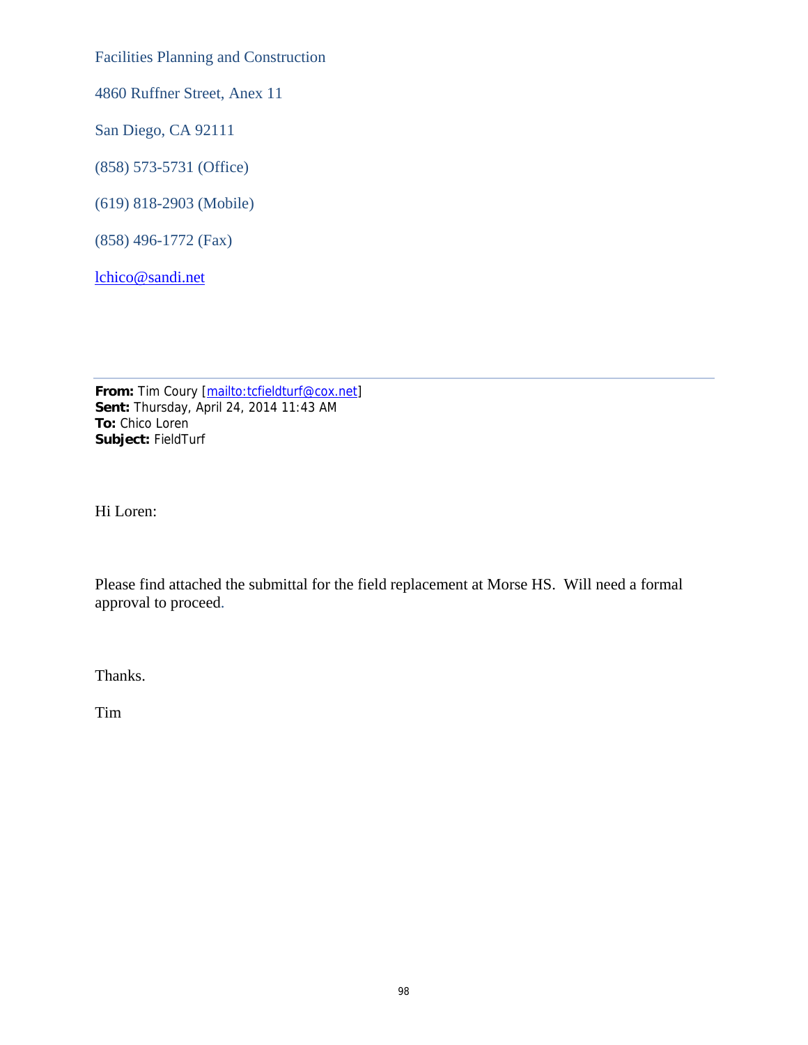Facilities Planning and Construction

4860 Ruffner Street, Anex 11

San Diego, CA 92111

(858) 573-5731 (Office)

(619) 818-2903 (Mobile)

(858) 496-1772 (Fax)

lchico@sandi.net

---

**From:** Tim Coury [mailto:tcfieldturf@cox.net]
**Sent:** Thursday, April 24, 2014 11:43 AM
**To:** Chico Loren
**Subject:** FieldTurf

Hi Loren:

Please find attached the submittal for the field replacement at Morse HS. Will need a formal approval to proceed.

Thanks.

Tim